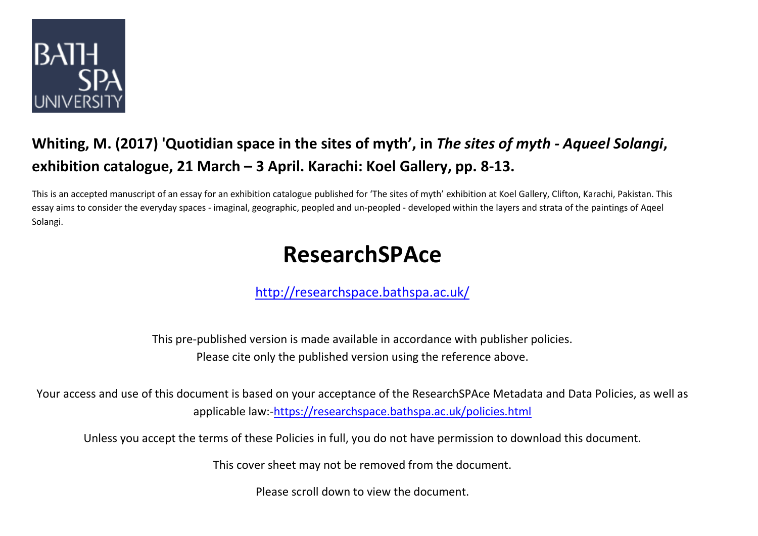BATH SPA UNIVERSITY

**Whiting, M. (2017) 'Quotidian space in the sites of myth', in *The sites of myth - Aqueel Solangi*, exhibition catalogue, 21 March – 3 April. Karachi: Koel Gallery, pp. 8-13.**

This is an accepted manuscript of an essay for an exhibition catalogue published for 'The sites of myth' exhibition at Koel Gallery, Clifton, Karachi, Pakistan. This essay aims to consider the everyday spaces - imaginal, geographic, peopled and un-peopled - developed within the layers and strata of the paintings of Aqeel Solangi.

# ResearchSPAce

http://researchspace.bathspa.ac.uk/

This pre-published version is made available in accordance with publisher policies.
Please cite only the published version using the reference above.

Your access and use of this document is based on your acceptance of the ResearchSPAce Metadata and Data Policies, as well as applicable law:-https://researchspace.bathspa.ac.uk/policies.html

Unless you accept the terms of these Policies in full, you do not have permission to download this document.

This cover sheet may not be removed from the document.

Please scroll down to view the document.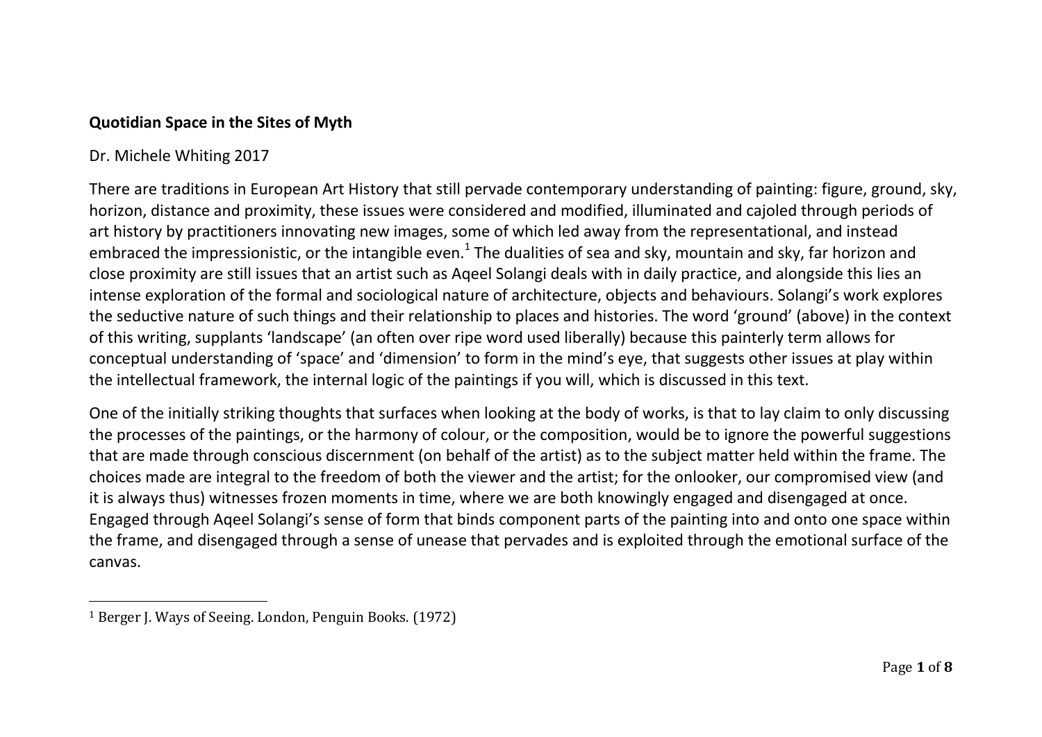**Quotidian Space in the Sites of Myth**

Dr. Michele Whiting 2017

There are traditions in European Art History that still pervade contemporary understanding of painting: figure, ground, sky, horizon, distance and proximity, these issues were considered and modified, illuminated and cajoled through periods of art history by practitioners innovating new images, some of which led away from the representational, and instead embraced the impressionistic, or the intangible even.[1] The dualities of sea and sky, mountain and sky, far horizon and close proximity are still issues that an artist such as Aqeel Solangi deals with in daily practice, and alongside this lies an intense exploration of the formal and sociological nature of architecture, objects and behaviours. Solangi's work explores the seductive nature of such things and their relationship to places and histories. The word 'ground' (above) in the context of this writing, supplants 'landscape' (an often over ripe word used liberally) because this painterly term allows for conceptual understanding of 'space' and 'dimension' to form in the mind's eye, that suggests other issues at play within the intellectual framework, the internal logic of the paintings if you will, which is discussed in this text.

One of the initially striking thoughts that surfaces when looking at the body of works, is that to lay claim to only discussing the processes of the paintings, or the harmony of colour, or the composition, would be to ignore the powerful suggestions that are made through conscious discernment (on behalf of the artist) as to the subject matter held within the frame. The choices made are integral to the freedom of both the viewer and the artist; for the onlooker, our compromised view (and it is always thus) witnesses frozen moments in time, where we are both knowingly engaged and disengaged at once. Engaged through Aqeel Solangi's sense of form that binds component parts of the painting into and onto one space within the frame, and disengaged through a sense of unease that pervades and is exploited through the emotional surface of the canvas.

---

[1] Berger J. Ways of Seeing. London, Penguin Books. (1972)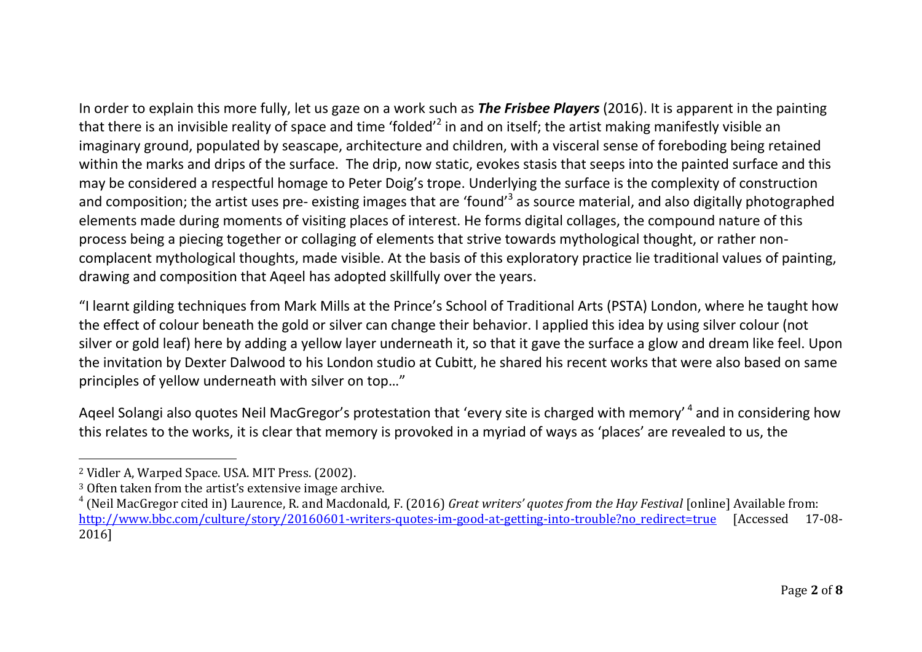In order to explain this more fully, let us gaze on a work such as ***The Frisbee Players*** (2016). It is apparent in the painting that there is an invisible reality of space and time 'folded'[2] in and on itself; the artist making manifestly visible an imaginary ground, populated by seascape, architecture and children, with a visceral sense of foreboding being retained within the marks and drips of the surface. The drip, now static, evokes stasis that seeps into the painted surface and this may be considered a respectful homage to Peter Doig's trope. Underlying the surface is the complexity of construction and composition; the artist uses pre- existing images that are 'found'[3] as source material, and also digitally photographed elements made during moments of visiting places of interest. He forms digital collages, the compound nature of this process being a piecing together or collaging of elements that strive towards mythological thought, or rather non-complacent mythological thoughts, made visible. At the basis of this exploratory practice lie traditional values of painting, drawing and composition that Aqeel has adopted skillfully over the years.

"I learnt gilding techniques from Mark Mills at the Prince's School of Traditional Arts (PSTA) London, where he taught how the effect of colour beneath the gold or silver can change their behavior. I applied this idea by using silver colour (not silver or gold leaf) here by adding a yellow layer underneath it, so that it gave the surface a glow and dream like feel. Upon the invitation by Dexter Dalwood to his London studio at Cubitt, he shared his recent works that were also based on same principles of yellow underneath with silver on top…"

Aqeel Solangi also quotes Neil MacGregor's protestation that 'every site is charged with memory' [4] and in considering how this relates to the works, it is clear that memory is provoked in a myriad of ways as 'places' are revealed to us, the

---

[2] Vidler A, Warped Space. USA. MIT Press. (2002).

[3] Often taken from the artist's extensive image archive.

[4] (Neil MacGregor cited in) Laurence, R. and Macdonald, F. (2016) *Great writers' quotes from the Hay Festival* [online] Available from: http://www.bbc.com/culture/story/20160601-writers-quotes-im-good-at-getting-into-trouble?no_redirect=true [Accessed 17-08-2016]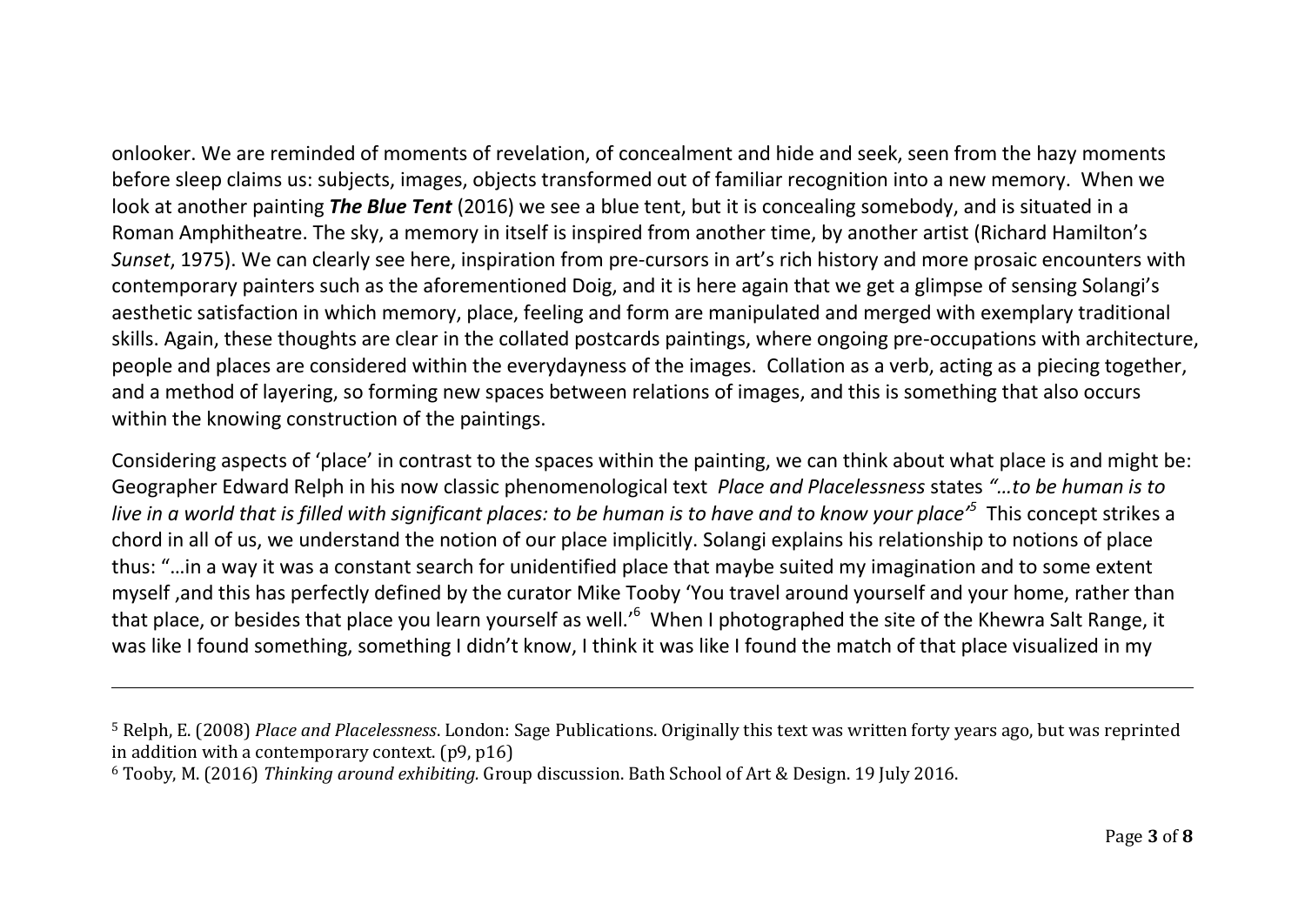onlooker. We are reminded of moments of revelation, of concealment and hide and seek, seen from the hazy moments before sleep claims us: subjects, images, objects transformed out of familiar recognition into a new memory. When we look at another painting ***The Blue Tent*** (2016) we see a blue tent, but it is concealing somebody, and is situated in a Roman Amphitheatre. The sky, a memory in itself is inspired from another time, by another artist (Richard Hamilton's *Sunset*, 1975). We can clearly see here, inspiration from pre-cursors in art's rich history and more prosaic encounters with contemporary painters such as the aforementioned Doig, and it is here again that we get a glimpse of sensing Solangi's aesthetic satisfaction in which memory, place, feeling and form are manipulated and merged with exemplary traditional skills. Again, these thoughts are clear in the collated postcards paintings, where ongoing pre-occupations with architecture, people and places are considered within the everydayness of the images. Collation as a verb, acting as a piecing together, and a method of layering, so forming new spaces between relations of images, and this is something that also occurs within the knowing construction of the paintings.

Considering aspects of 'place' in contrast to the spaces within the painting, we can think about what place is and might be: Geographer Edward Relph in his now classic phenomenological text *Place and Placelessness* states *"…to be human is to live in a world that is filled with significant places: to be human is to have and to know your place'*[5] This concept strikes a chord in all of us, we understand the notion of our place implicitly. Solangi explains his relationship to notions of place thus: "…in a way it was a constant search for unidentified place that maybe suited my imagination and to some extent myself ,and this has perfectly defined by the curator Mike Tooby 'You travel around yourself and your home, rather than that place, or besides that place you learn yourself as well.'[6] When I photographed the site of the Khewra Salt Range, it was like I found something, something I didn't know, I think it was like I found the match of that place visualized in my

---

[5] Relph, E. (2008) *Place and Placelessness*. London: Sage Publications. Originally this text was written forty years ago, but was reprinted in addition with a contemporary context. (p9, p16)

[6] Tooby, M. (2016) *Thinking around exhibiting.* Group discussion. Bath School of Art & Design. 19 July 2016.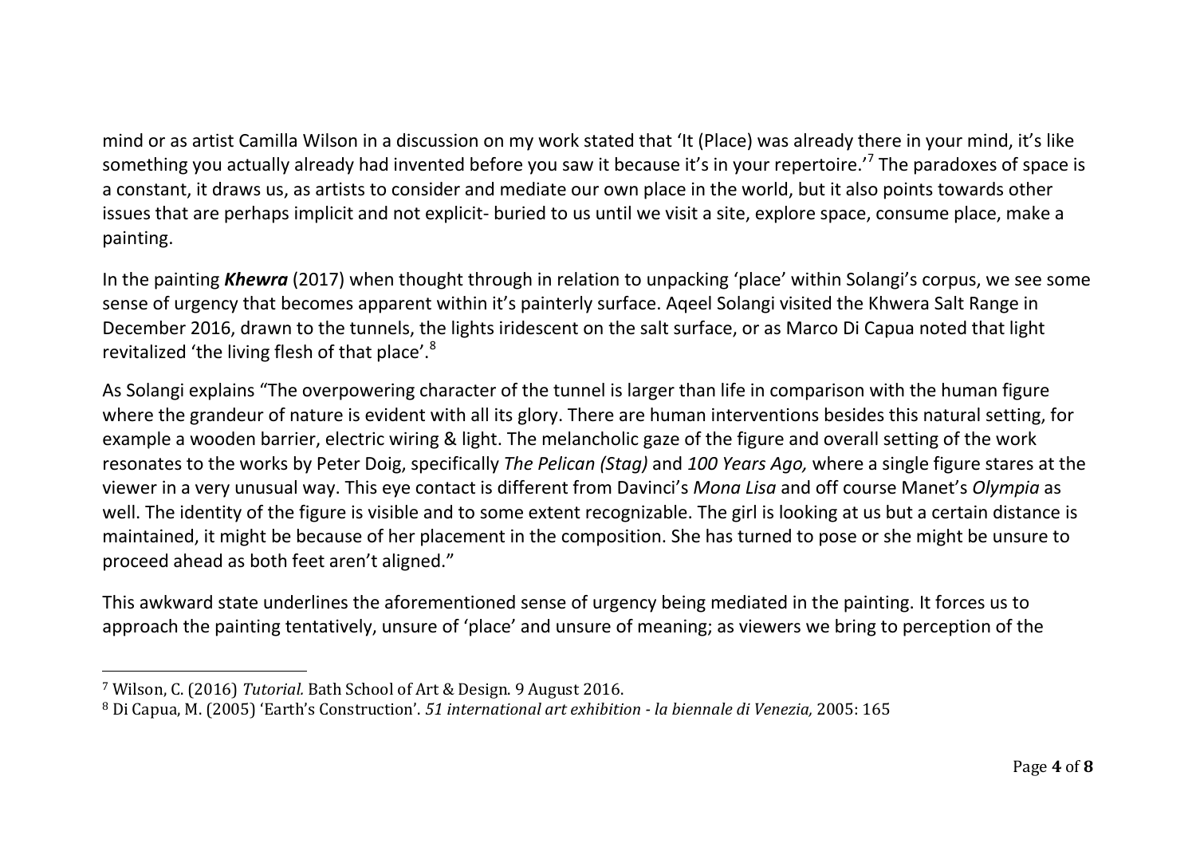mind or as artist Camilla Wilson in a discussion on my work stated that 'It (Place) was already there in your mind, it's like something you actually already had invented before you saw it because it's in your repertoire.'[7] The paradoxes of space is a constant, it draws us, as artists to consider and mediate our own place in the world, but it also points towards other issues that are perhaps implicit and not explicit- buried to us until we visit a site, explore space, consume place, make a painting.

In the painting ***Khewra*** (2017) when thought through in relation to unpacking 'place' within Solangi's corpus, we see some sense of urgency that becomes apparent within it's painterly surface. Aqeel Solangi visited the Khwera Salt Range in December 2016, drawn to the tunnels, the lights iridescent on the salt surface, or as Marco Di Capua noted that light revitalized 'the living flesh of that place'.[8]

As Solangi explains "The overpowering character of the tunnel is larger than life in comparison with the human figure where the grandeur of nature is evident with all its glory. There are human interventions besides this natural setting, for example a wooden barrier, electric wiring & light. The melancholic gaze of the figure and overall setting of the work resonates to the works by Peter Doig, specifically *The Pelican (Stag)* and *100 Years Ago,* where a single figure stares at the viewer in a very unusual way. This eye contact is different from Davinci's *Mona Lisa* and off course Manet's *Olympia* as well. The identity of the figure is visible and to some extent recognizable. The girl is looking at us but a certain distance is maintained, it might be because of her placement in the composition. She has turned to pose or she might be unsure to proceed ahead as both feet aren't aligned."

This awkward state underlines the aforementioned sense of urgency being mediated in the painting. It forces us to approach the painting tentatively, unsure of 'place' and unsure of meaning; as viewers we bring to perception of the

---

[7] Wilson, C. (2016) *Tutorial.* Bath School of Art & Design. 9 August 2016.

[8] Di Capua, M. (2005) 'Earth's Construction'. *51 international art exhibition - la biennale di Venezia,* 2005: 165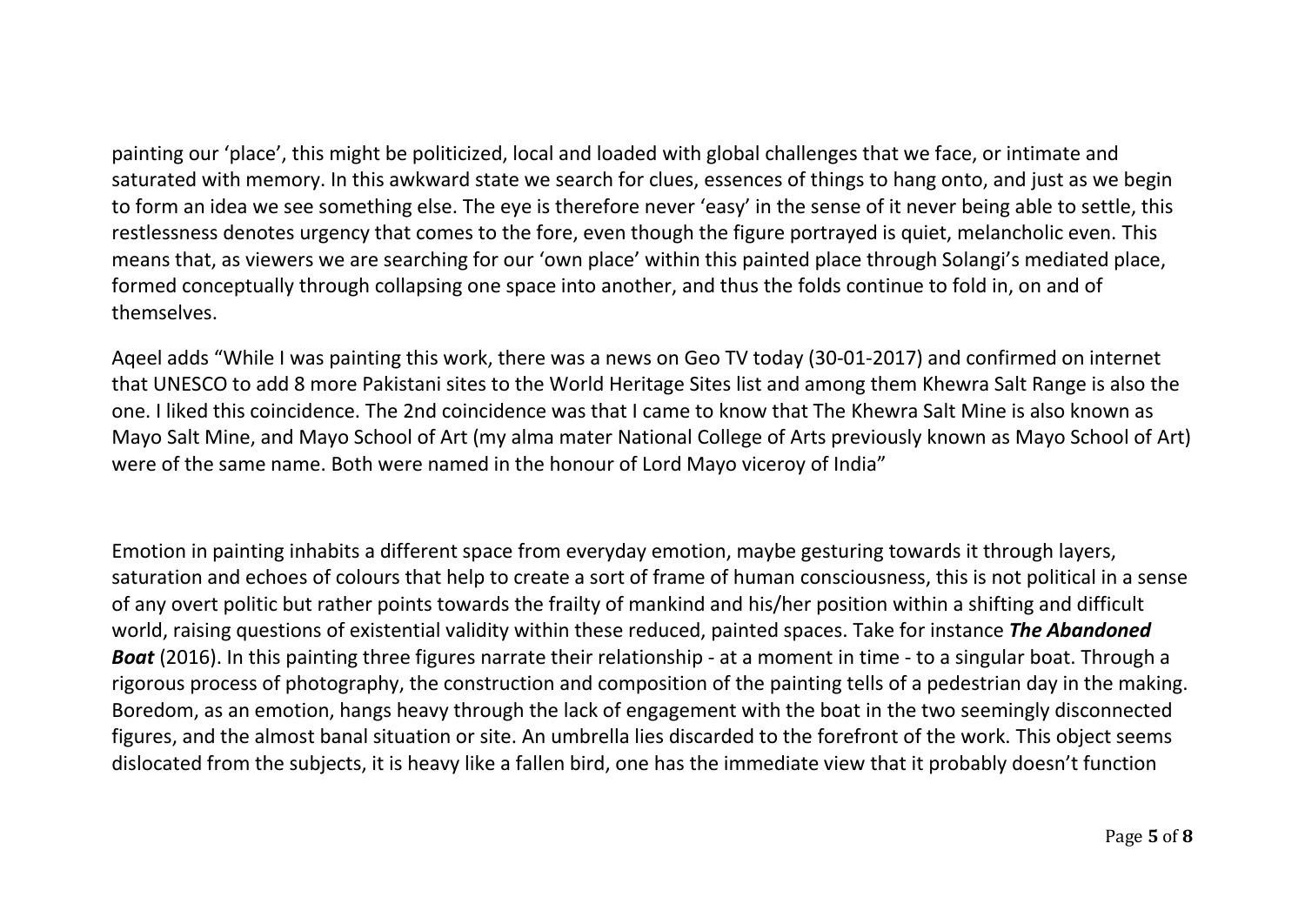painting our 'place', this might be politicized, local and loaded with global challenges that we face, or intimate and saturated with memory. In this awkward state we search for clues, essences of things to hang onto, and just as we begin to form an idea we see something else. The eye is therefore never 'easy' in the sense of it never being able to settle, this restlessness denotes urgency that comes to the fore, even though the figure portrayed is quiet, melancholic even. This means that, as viewers we are searching for our 'own place' within this painted place through Solangi's mediated place, formed conceptually through collapsing one space into another, and thus the folds continue to fold in, on and of themselves.

Aqeel adds "While I was painting this work, there was a news on Geo TV today (30-01-2017) and confirmed on internet that UNESCO to add 8 more Pakistani sites to the World Heritage Sites list and among them Khewra Salt Range is also the one. I liked this coincidence. The 2nd coincidence was that I came to know that The Khewra Salt Mine is also known as Mayo Salt Mine, and Mayo School of Art (my alma mater National College of Arts previously known as Mayo School of Art) were of the same name. Both were named in the honour of Lord Mayo viceroy of India"

Emotion in painting inhabits a different space from everyday emotion, maybe gesturing towards it through layers, saturation and echoes of colours that help to create a sort of frame of human consciousness, this is not political in a sense of any overt politic but rather points towards the frailty of mankind and his/her position within a shifting and difficult world, raising questions of existential validity within these reduced, painted spaces. Take for instance ***The Abandoned Boat*** (2016). In this painting three figures narrate their relationship - at a moment in time - to a singular boat. Through a rigorous process of photography, the construction and composition of the painting tells of a pedestrian day in the making. Boredom, as an emotion, hangs heavy through the lack of engagement with the boat in the two seemingly disconnected figures, and the almost banal situation or site. An umbrella lies discarded to the forefront of the work. This object seems dislocated from the subjects, it is heavy like a fallen bird, one has the immediate view that it probably doesn't function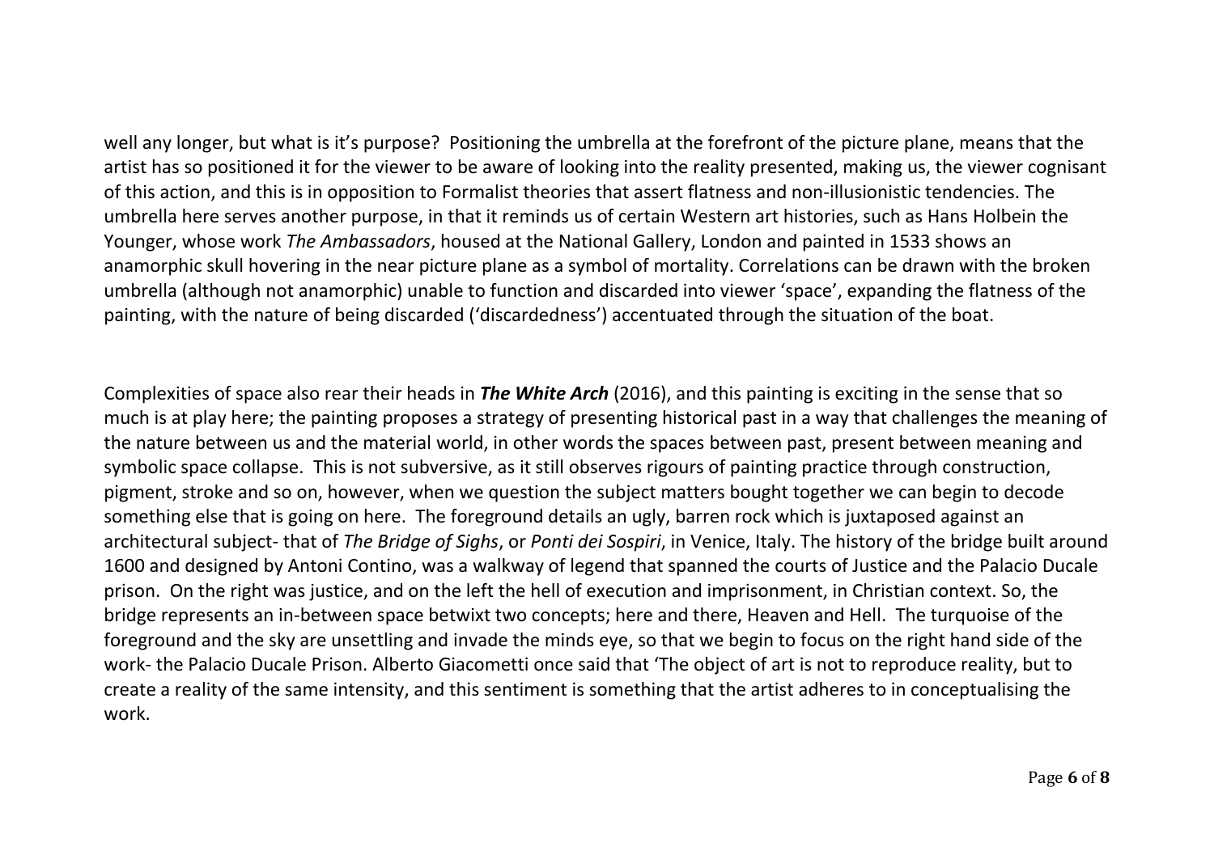well any longer, but what is it's purpose? Positioning the umbrella at the forefront of the picture plane, means that the artist has so positioned it for the viewer to be aware of looking into the reality presented, making us, the viewer cognisant of this action, and this is in opposition to Formalist theories that assert flatness and non-illusionistic tendencies. The umbrella here serves another purpose, in that it reminds us of certain Western art histories, such as Hans Holbein the Younger, whose work *The Ambassadors*, housed at the National Gallery, London and painted in 1533 shows an anamorphic skull hovering in the near picture plane as a symbol of mortality. Correlations can be drawn with the broken umbrella (although not anamorphic) unable to function and discarded into viewer 'space', expanding the flatness of the painting, with the nature of being discarded ('discardedness') accentuated through the situation of the boat.

Complexities of space also rear their heads in ***The White Arch*** (2016), and this painting is exciting in the sense that so much is at play here; the painting proposes a strategy of presenting historical past in a way that challenges the meaning of the nature between us and the material world, in other words the spaces between past, present between meaning and symbolic space collapse. This is not subversive, as it still observes rigours of painting practice through construction, pigment, stroke and so on, however, when we question the subject matters bought together we can begin to decode something else that is going on here. The foreground details an ugly, barren rock which is juxtaposed against an architectural subject- that of *The Bridge of Sighs*, or *Ponti dei Sospiri*, in Venice, Italy. The history of the bridge built around 1600 and designed by Antoni Contino, was a walkway of legend that spanned the courts of Justice and the Palacio Ducale prison. On the right was justice, and on the left the hell of execution and imprisonment, in Christian context. So, the bridge represents an in-between space betwixt two concepts; here and there, Heaven and Hell. The turquoise of the foreground and the sky are unsettling and invade the minds eye, so that we begin to focus on the right hand side of the work- the Palacio Ducale Prison. Alberto Giacometti once said that 'The object of art is not to reproduce reality, but to create a reality of the same intensity, and this sentiment is something that the artist adheres to in conceptualising the work.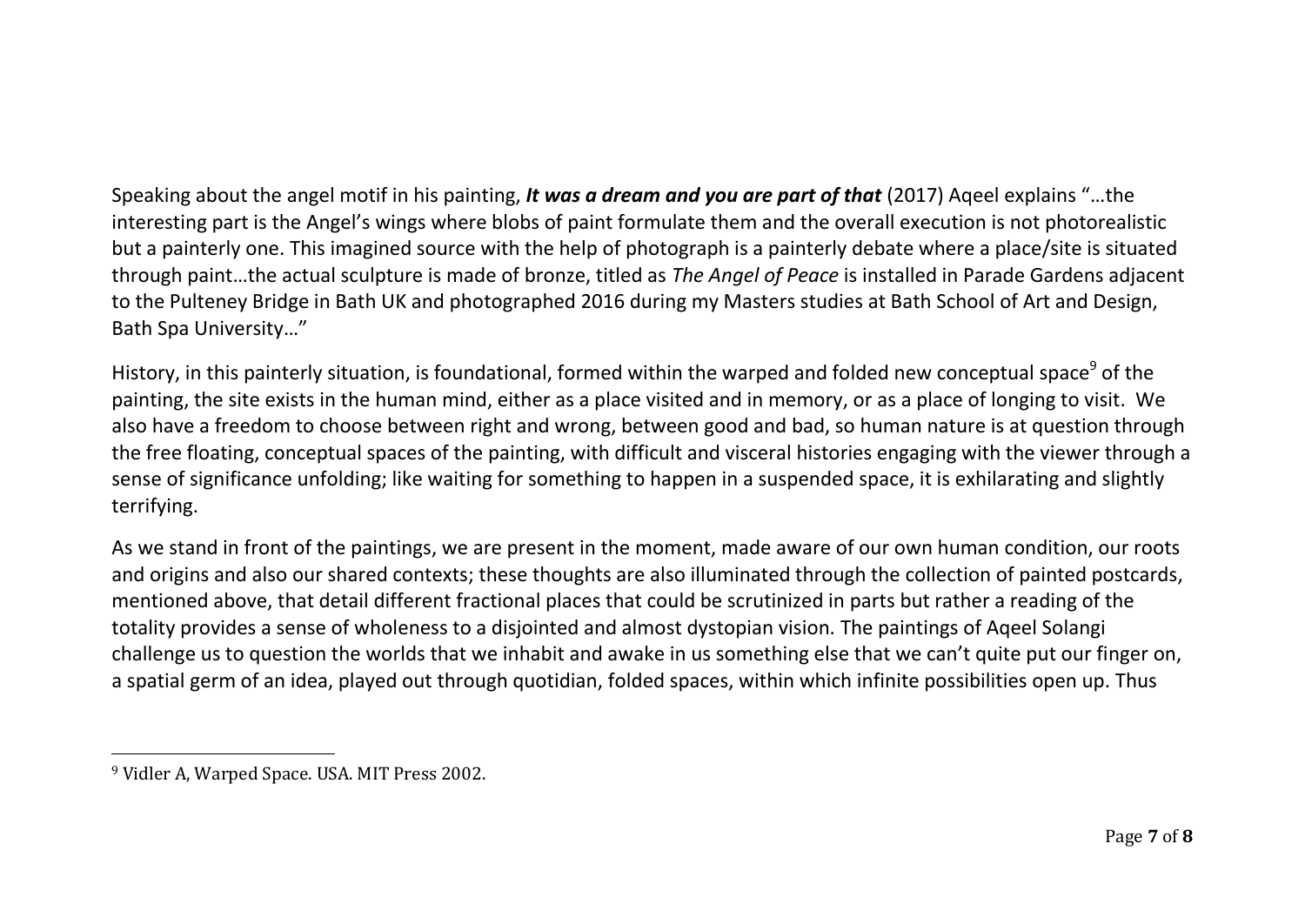Speaking about the angel motif in his painting, ***It was a dream and you are part of that*** (2017) Aqeel explains "…the interesting part is the Angel's wings where blobs of paint formulate them and the overall execution is not photorealistic but a painterly one. This imagined source with the help of photograph is a painterly debate where a place/site is situated through paint…the actual sculpture is made of bronze, titled as *The Angel of Peace* is installed in Parade Gardens adjacent to the Pulteney Bridge in Bath UK and photographed 2016 during my Masters studies at Bath School of Art and Design, Bath Spa University…"

History, in this painterly situation, is foundational, formed within the warped and folded new conceptual space[9] of the painting, the site exists in the human mind, either as a place visited and in memory, or as a place of longing to visit. We also have a freedom to choose between right and wrong, between good and bad, so human nature is at question through the free floating, conceptual spaces of the painting, with difficult and visceral histories engaging with the viewer through a sense of significance unfolding; like waiting for something to happen in a suspended space, it is exhilarating and slightly terrifying.

As we stand in front of the paintings, we are present in the moment, made aware of our own human condition, our roots and origins and also our shared contexts; these thoughts are also illuminated through the collection of painted postcards, mentioned above, that detail different fractional places that could be scrutinized in parts but rather a reading of the totality provides a sense of wholeness to a disjointed and almost dystopian vision. The paintings of Aqeel Solangi challenge us to question the worlds that we inhabit and awake in us something else that we can't quite put our finger on, a spatial germ of an idea, played out through quotidian, folded spaces, within which infinite possibilities open up. Thus

---

[9] Vidler A, Warped Space. USA. MIT Press 2002.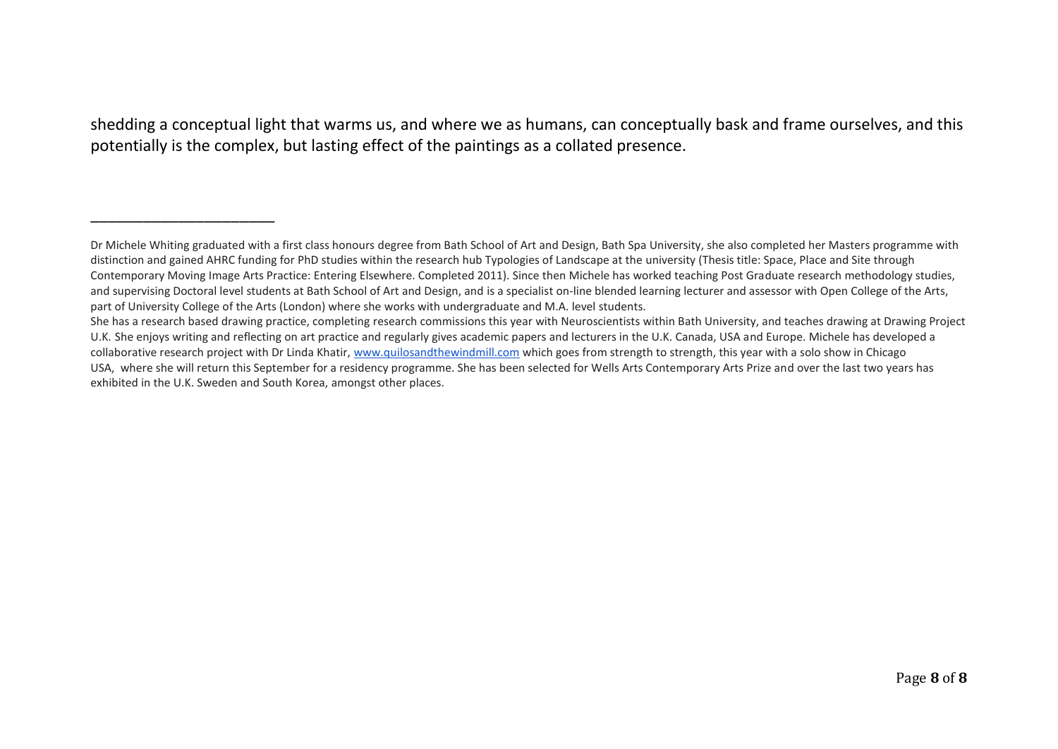shedding a conceptual light that warms us, and where we as humans, can conceptually bask and frame ourselves, and this potentially is the complex, but lasting effect of the paintings as a collated presence.

---

Dr Michele Whiting graduated with a first class honours degree from Bath School of Art and Design, Bath Spa University, she also completed her Masters programme with distinction and gained AHRC funding for PhD studies within the research hub Typologies of Landscape at the university (Thesis title: Space, Place and Site through Contemporary Moving Image Arts Practice: Entering Elsewhere. Completed 2011). Since then Michele has worked teaching Post Graduate research methodology studies, and supervising Doctoral level students at Bath School of Art and Design, and is a specialist on-line blended learning lecturer and assessor with Open College of the Arts, part of University College of the Arts (London) where she works with undergraduate and M.A. level students.

She has a research based drawing practice, completing research commissions this year with Neuroscientists within Bath University, and teaches drawing at Drawing Project U.K. She enjoys writing and reflecting on art practice and regularly gives academic papers and lecturers in the U.K. Canada, USA and Europe. Michele has developed a collaborative research project with Dr Linda Khatir, [www.quilosandthewindmill.com](http://www.quilosandthewindmill.com) which goes from strength to strength, this year with a solo show in Chicago USA, where she will return this September for a residency programme. She has been selected for Wells Arts Contemporary Arts Prize and over the last two years has exhibited in the U.K. Sweden and South Korea, amongst other places.